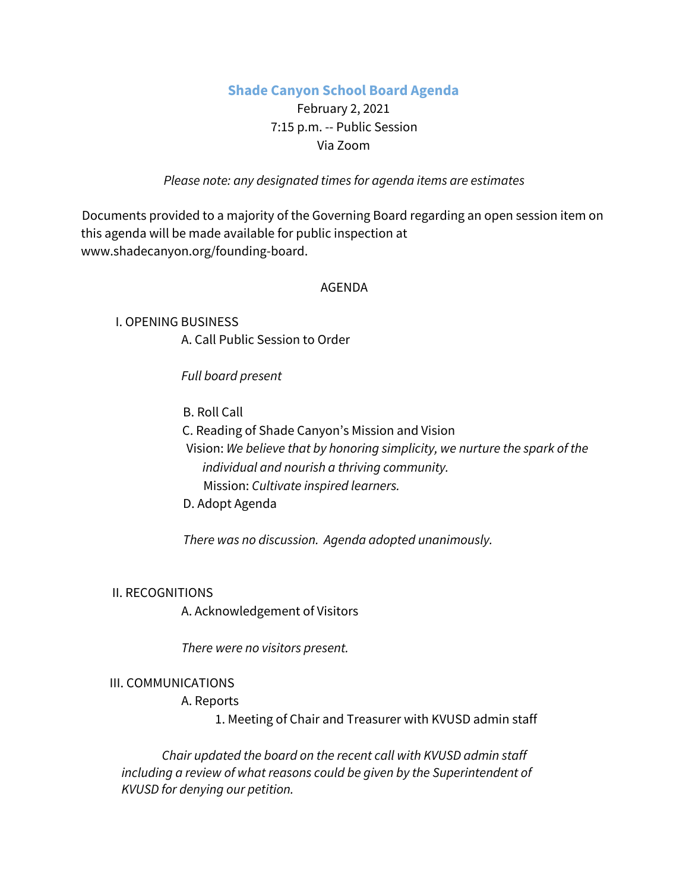# Shade Canyon School Board Agenda

February 2, 2021
7:15 p.m. -- Public Session
Via Zoom

*Please note: any designated times for agenda items are estimates*

Documents provided to a majority of the Governing Board regarding an open session item on this agenda will be made available for public inspection at www.shadecanyon.org/founding-board.

AGENDA

I. OPENING BUSINESS

A. Call Public Session to Order

*Full board present*

B. Roll Call

C. Reading of Shade Canyon's Mission and Vision

Vision: *We believe that by honoring simplicity, we nurture the spark of the individual and nourish a thriving community.*

Mission: *Cultivate inspired learners.*

D. Adopt Agenda

*There was no discussion. Agenda adopted unanimously.*

II. RECOGNITIONS

A. Acknowledgement of Visitors

*There were no visitors present.*

III. COMMUNICATIONS

A. Reports

1. Meeting of Chair and Treasurer with KVUSD admin staff

*Chair updated the board on the recent call with KVUSD admin staff including a review of what reasons could be given by the Superintendent of KVUSD for denying our petition.*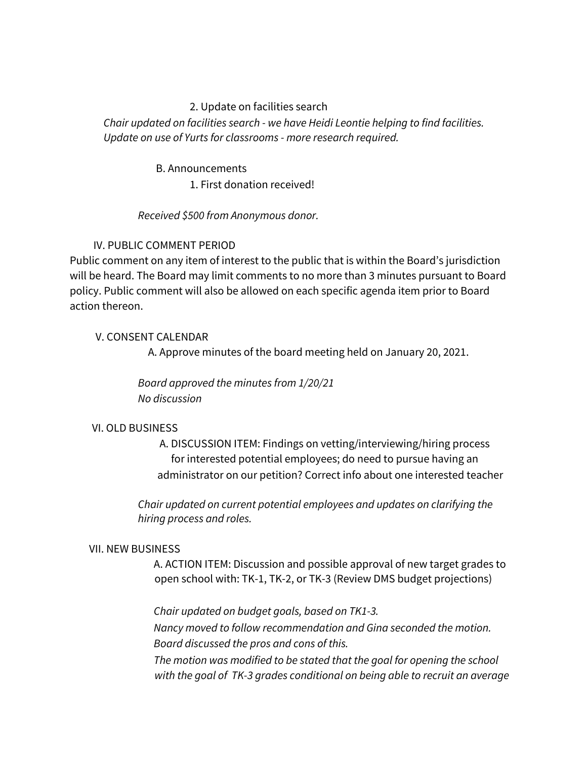2. Update on facilities search

*Chair updated on facilities search - we have Heidi Leontie helping to find facilities. Update on use of Yurts for classrooms - more research required.*

B. Announcements

1. First donation received!

*Received $500 from Anonymous donor.*

IV. PUBLIC COMMENT PERIOD

Public comment on any item of interest to the public that is within the Board's jurisdiction will be heard. The Board may limit comments to no more than 3 minutes pursuant to Board policy. Public comment will also be allowed on each specific agenda item prior to Board action thereon.

V. CONSENT CALENDAR

A. Approve minutes of the board meeting held on January 20, 2021.

*Board approved the minutes from 1/20/21*
*No discussion*

VI. OLD BUSINESS

A. DISCUSSION ITEM: Findings on vetting/interviewing/hiring process for interested potential employees; do need to pursue having an administrator on our petition? Correct info about one interested teacher

*Chair updated on current potential employees and updates on clarifying the hiring process and roles.*

VII. NEW BUSINESS

A. ACTION ITEM: Discussion and possible approval of new target grades to open school with: TK-1, TK-2, or TK-3 (Review DMS budget projections)

*Chair updated on budget goals, based on TK1-3.*
*Nancy moved to follow recommendation and Gina seconded the motion.*
*Board discussed the pros and cons of this.*
*The motion was modified to be stated that the goal for opening the school with the goal of TK-3 grades conditional on being able to recruit an average*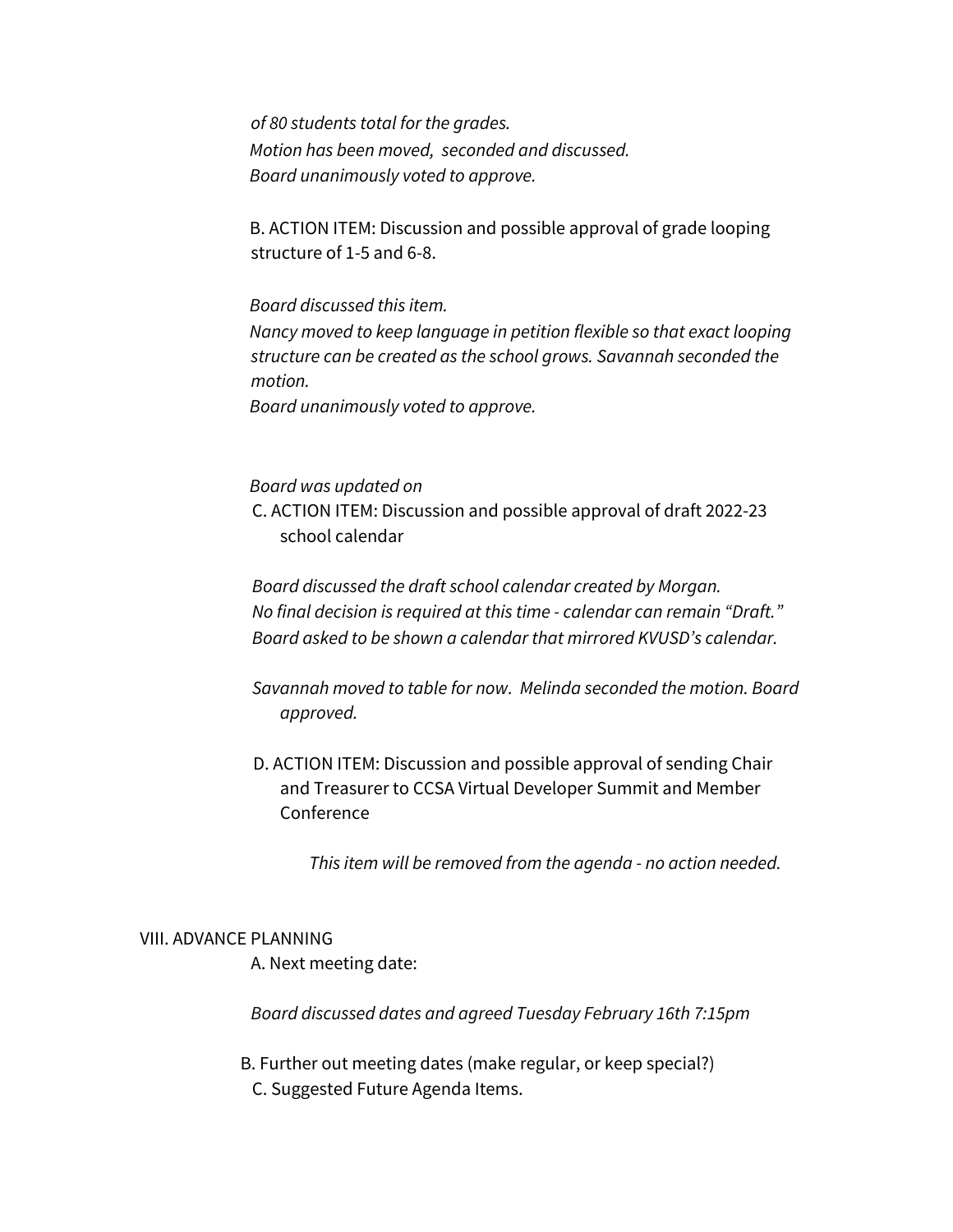*of 80 students total for the grades.*
*Motion has been moved, seconded and discussed.*
*Board unanimously voted to approve.*

B. ACTION ITEM: Discussion and possible approval of grade looping structure of 1-5 and 6-8.

*Board discussed this item.*
*Nancy moved to keep language in petition flexible so that exact looping structure can be created as the school grows. Savannah seconded the motion.*
*Board unanimously voted to approve.*

*Board was updated on*

C. ACTION ITEM: Discussion and possible approval of draft 2022-23 school calendar

*Board discussed the draft school calendar created by Morgan.*
*No final decision is required at this time - calendar can remain "Draft."*
*Board asked to be shown a calendar that mirrored KVUSD's calendar.*

*Savannah moved to table for now. Melinda seconded the motion. Board approved.*

D. ACTION ITEM: Discussion and possible approval of sending Chair and Treasurer to CCSA Virtual Developer Summit and Member Conference

*This item will be removed from the agenda - no action needed.*

VIII. ADVANCE PLANNING

A. Next meeting date:

*Board discussed dates and agreed Tuesday February 16th 7:15pm*

B. Further out meeting dates (make regular, or keep special?)

C. Suggested Future Agenda Items.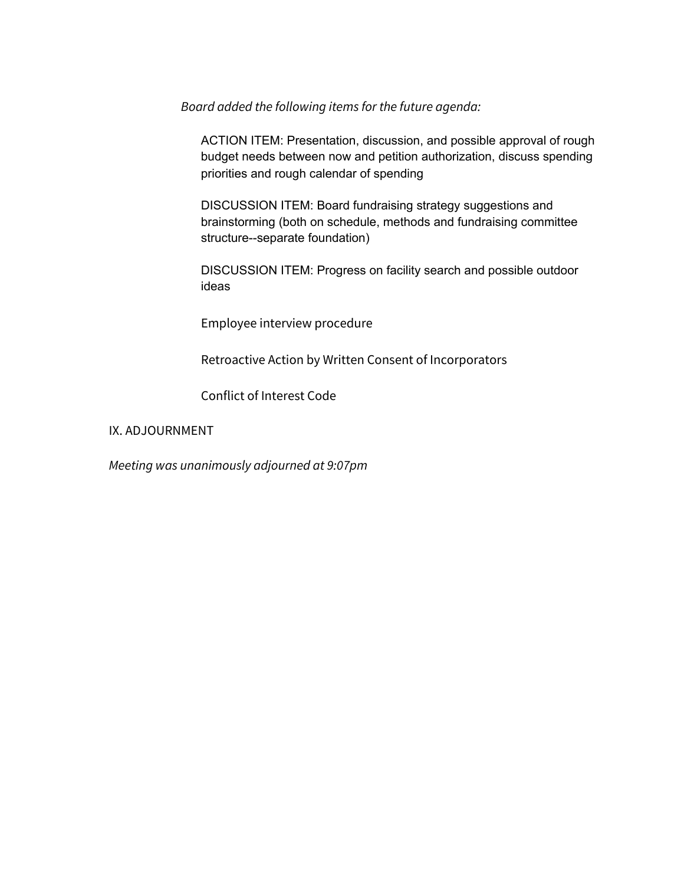*Board added the following items for the future agenda:*

ACTION ITEM: Presentation, discussion, and possible approval of rough budget needs between now and petition authorization, discuss spending priorities and rough calendar of spending

DISCUSSION ITEM: Board fundraising strategy suggestions and brainstorming (both on schedule, methods and fundraising committee structure--separate foundation)

DISCUSSION ITEM: Progress on facility search and possible outdoor ideas

Employee interview procedure

Retroactive Action by Written Consent of Incorporators

Conflict of Interest Code

IX. ADJOURNMENT

*Meeting was unanimously adjourned at 9:07pm*